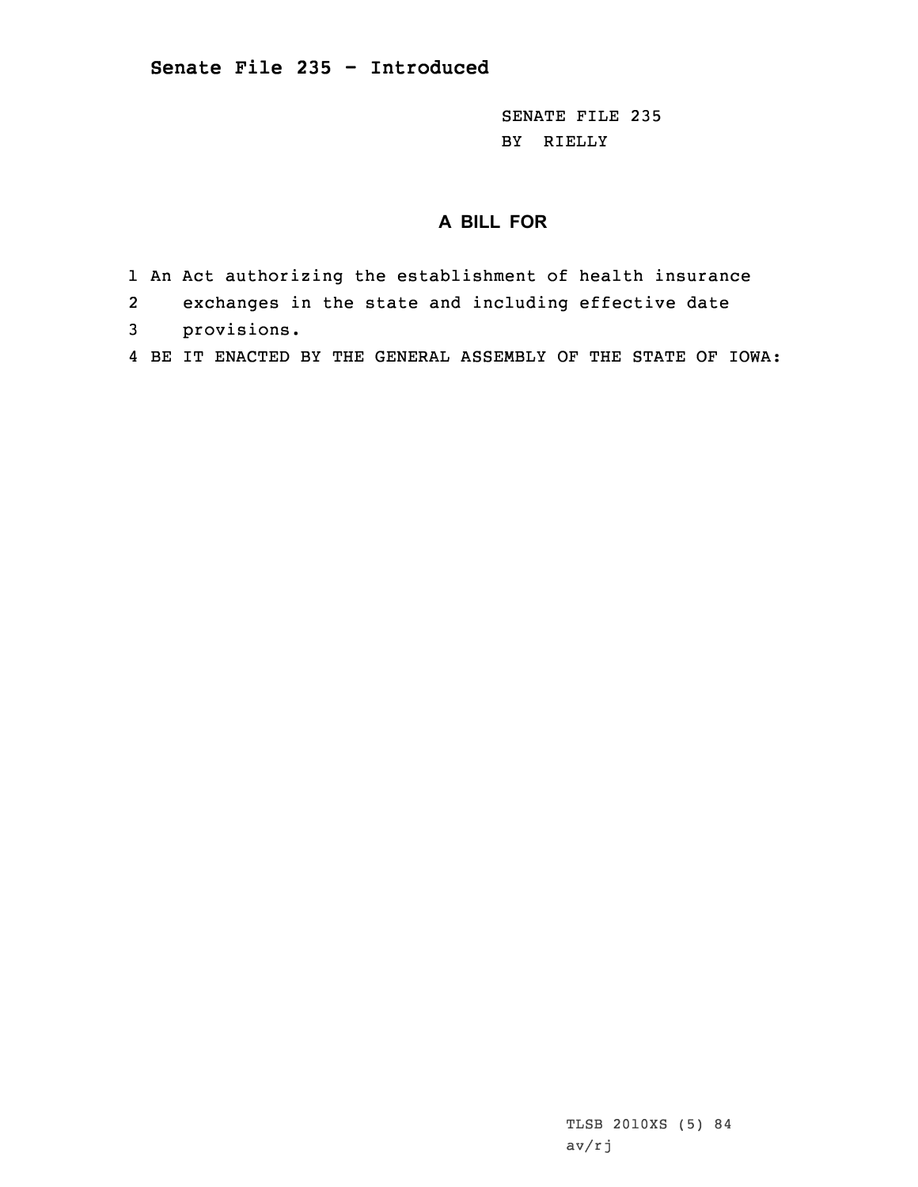**Senate File 235 - Introduced**

SENATE FILE 235
BY RIELLY

## A BILL FOR

1 An Act authorizing the establishment of health insurance
2 exchanges in the state and including effective date
3 provisions.
4 BE IT ENACTED BY THE GENERAL ASSEMBLY OF THE STATE OF IOWA:

TLSB 2010XS (5) 84
av/rj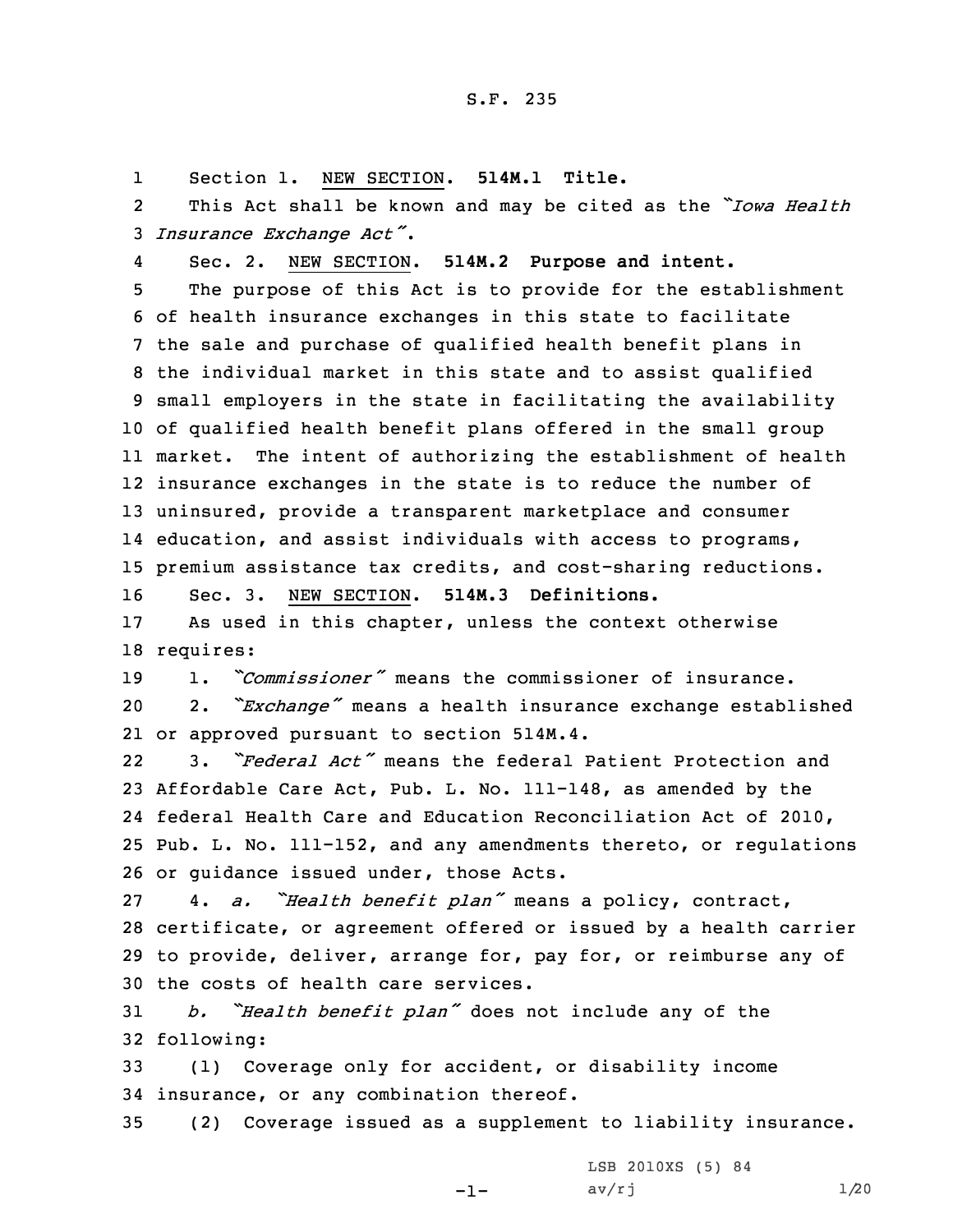S.F. 235

Section 1. NEW SECTION. **514M.1 Title.**

This Act shall be known and may be cited as the "*Iowa Health Insurance Exchange Act*".

Sec. 2. NEW SECTION. **514M.2 Purpose and intent.**

The purpose of this Act is to provide for the establishment of health insurance exchanges in this state to facilitate the sale and purchase of qualified health benefit plans in the individual market in this state and to assist qualified small employers in the state in facilitating the availability of qualified health benefit plans offered in the small group market. The intent of authorizing the establishment of health insurance exchanges in the state is to reduce the number of uninsured, provide a transparent marketplace and consumer education, and assist individuals with access to programs, premium assistance tax credits, and cost-sharing reductions.

Sec. 3. NEW SECTION. **514M.3 Definitions.**

As used in this chapter, unless the context otherwise requires:

1. "*Commissioner*" means the commissioner of insurance.

2. "*Exchange*" means a health insurance exchange established or approved pursuant to section 514M.4.

3. "*Federal Act*" means the federal Patient Protection and Affordable Care Act, Pub. L. No. 111-148, as amended by the federal Health Care and Education Reconciliation Act of 2010, Pub. L. No. 111-152, and any amendments thereto, or regulations or guidance issued under, those Acts.

4. *a.* "*Health benefit plan*" means a policy, contract, certificate, or agreement offered or issued by a health carrier to provide, deliver, arrange for, pay for, or reimburse any of the costs of health care services.

*b.* "*Health benefit plan*" does not include any of the following:

(1) Coverage only for accident, or disability income insurance, or any combination thereof.

(2) Coverage issued as a supplement to liability insurance.

LSB 2010XS (5) 84

av/rj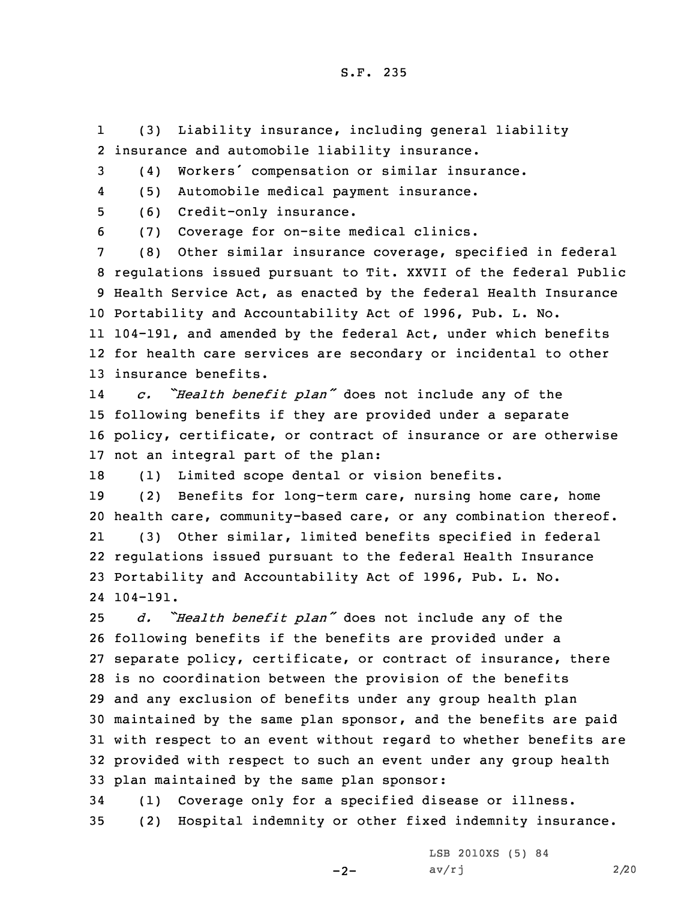(3) Liability insurance, including general liability insurance and automobile liability insurance.

(4) Workers' compensation or similar insurance.

(5) Automobile medical payment insurance.

(6) Credit-only insurance.

(7) Coverage for on-site medical clinics.

(8) Other similar insurance coverage, specified in federal regulations issued pursuant to Tit. XXVII of the federal Public Health Service Act, as enacted by the federal Health Insurance Portability and Accountability Act of 1996, Pub. L. No. 104-191, and amended by the federal Act, under which benefits for health care services are secondary or incidental to other insurance benefits.

*c. "Health benefit plan"* does not include any of the following benefits if they are provided under a separate policy, certificate, or contract of insurance or are otherwise not an integral part of the plan:

(1) Limited scope dental or vision benefits.

(2) Benefits for long-term care, nursing home care, home health care, community-based care, or any combination thereof.

(3) Other similar, limited benefits specified in federal regulations issued pursuant to the federal Health Insurance Portability and Accountability Act of 1996, Pub. L. No. 104-191.

*d. "Health benefit plan"* does not include any of the following benefits if the benefits are provided under a separate policy, certificate, or contract of insurance, there is no coordination between the provision of the benefits and any exclusion of benefits under any group health plan maintained by the same plan sponsor, and the benefits are paid with respect to an event without regard to whether benefits are provided with respect to such an event under any group health plan maintained by the same plan sponsor:

(1) Coverage only for a specified disease or illness.

(2) Hospital indemnity or other fixed indemnity insurance.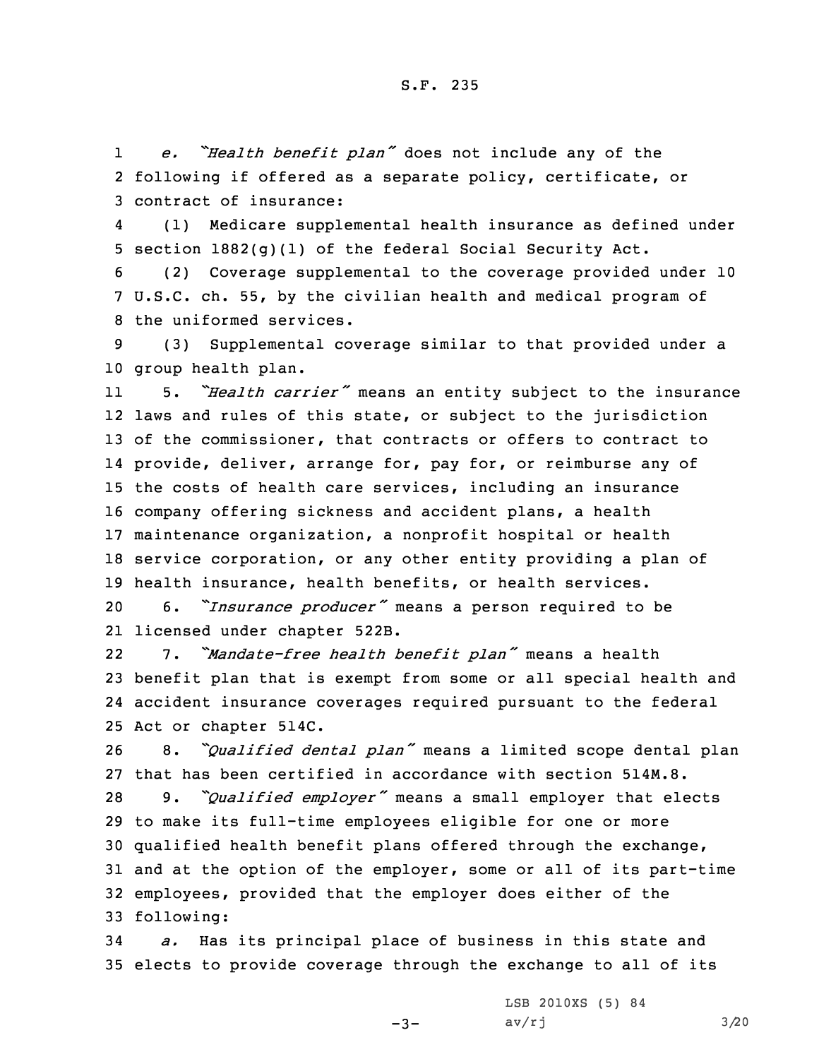*e.* *"Health benefit plan"* does not include any of the following if offered as a separate policy, certificate, or contract of insurance:

(1) Medicare supplemental health insurance as defined under section 1882(g)(1) of the federal Social Security Act.

(2) Coverage supplemental to the coverage provided under 10 U.S.C. ch. 55, by the civilian health and medical program of the uniformed services.

(3) Supplemental coverage similar to that provided under a group health plan.

5. *"Health carrier"* means an entity subject to the insurance laws and rules of this state, or subject to the jurisdiction of the commissioner, that contracts or offers to contract to provide, deliver, arrange for, pay for, or reimburse any of the costs of health care services, including an insurance company offering sickness and accident plans, a health maintenance organization, a nonprofit hospital or health service corporation, or any other entity providing a plan of health insurance, health benefits, or health services.

6. *"Insurance producer"* means a person required to be licensed under chapter 522B.

7. *"Mandate-free health benefit plan"* means a health benefit plan that is exempt from some or all special health and accident insurance coverages required pursuant to the federal Act or chapter 514C.

8. *"Qualified dental plan"* means a limited scope dental plan that has been certified in accordance with section 514M.8.

9. *"Qualified employer"* means a small employer that elects to make its full-time employees eligible for one or more qualified health benefit plans offered through the exchange, and at the option of the employer, some or all of its part-time employees, provided that the employer does either of the following:

*a.* Has its principal place of business in this state and elects to provide coverage through the exchange to all of its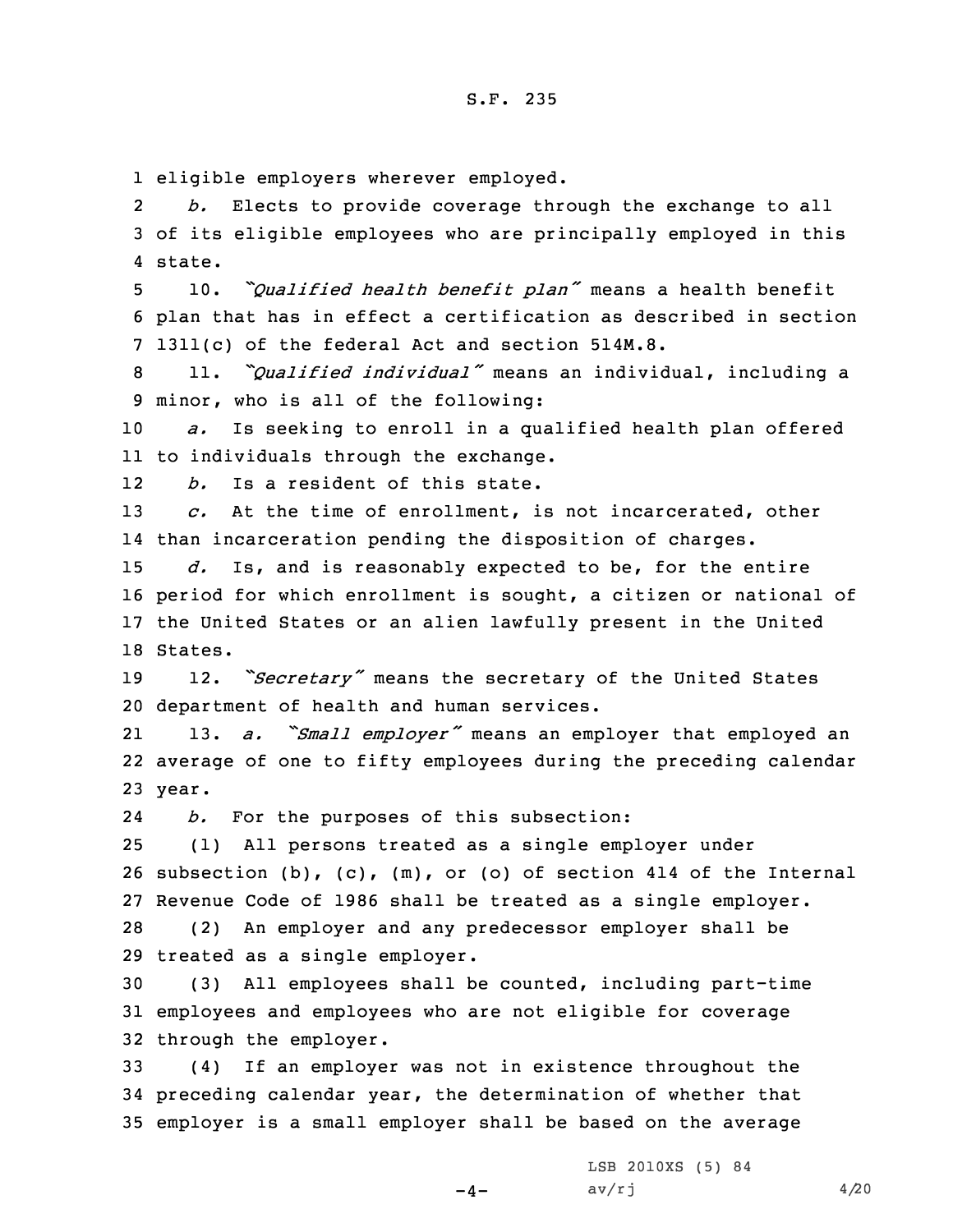eligible employers wherever employed.

*b.* Elects to provide coverage through the exchange to all of its eligible employees who are principally employed in this state.

10. *"Qualified health benefit plan"* means a health benefit plan that has in effect a certification as described in section 1311(c) of the federal Act and section 514M.8.

11. *"Qualified individual"* means an individual, including a minor, who is all of the following:

*a.* Is seeking to enroll in a qualified health plan offered to individuals through the exchange.

*b.* Is a resident of this state.

*c.* At the time of enrollment, is not incarcerated, other than incarceration pending the disposition of charges.

*d.* Is, and is reasonably expected to be, for the entire period for which enrollment is sought, a citizen or national of the United States or an alien lawfully present in the United States.

12. *"Secretary"* means the secretary of the United States department of health and human services.

13. *a. "Small employer"* means an employer that employed an average of one to fifty employees during the preceding calendar year.

*b.* For the purposes of this subsection:

(1) All persons treated as a single employer under subsection (b), (c), (m), or (o) of section 414 of the Internal Revenue Code of 1986 shall be treated as a single employer.

(2) An employer and any predecessor employer shall be treated as a single employer.

(3) All employees shall be counted, including part-time employees and employees who are not eligible for coverage through the employer.

(4) If an employer was not in existence throughout the preceding calendar year, the determination of whether that employer is a small employer shall be based on the average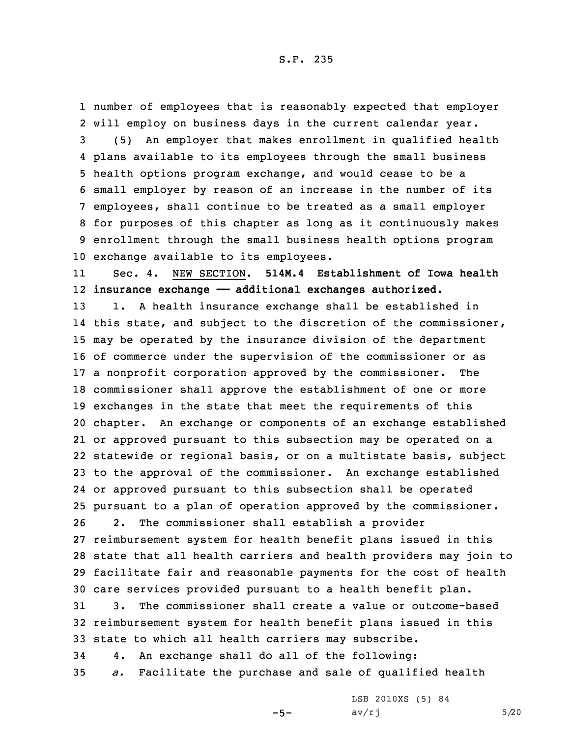number of employees that is reasonably expected that employer will employ on business days in the current calendar year.

(5) An employer that makes enrollment in qualified health plans available to its employees through the small business health options program exchange, and would cease to be a small employer by reason of an increase in the number of its employees, shall continue to be treated as a small employer for purposes of this chapter as long as it continuously makes enrollment through the small business health options program exchange available to its employees.

Sec. 4. NEW SECTION. **514M.4 Establishment of Iowa health insurance exchange —— additional exchanges authorized.**

1. A health insurance exchange shall be established in this state, and subject to the discretion of the commissioner, may be operated by the insurance division of the department of commerce under the supervision of the commissioner or as a nonprofit corporation approved by the commissioner. The commissioner shall approve the establishment of one or more exchanges in the state that meet the requirements of this chapter. An exchange or components of an exchange established or approved pursuant to this subsection may be operated on a statewide or regional basis, or on a multistate basis, subject to the approval of the commissioner. An exchange established or approved pursuant to this subsection shall be operated pursuant to a plan of operation approved by the commissioner.

2. The commissioner shall establish a provider reimbursement system for health benefit plans issued in this state that all health carriers and health providers may join to facilitate fair and reasonable payments for the cost of health care services provided pursuant to a health benefit plan.

3. The commissioner shall create a value or outcome-based reimbursement system for health benefit plans issued in this state to which all health carriers may subscribe.

4. An exchange shall do all of the following:

*a.* Facilitate the purchase and sale of qualified health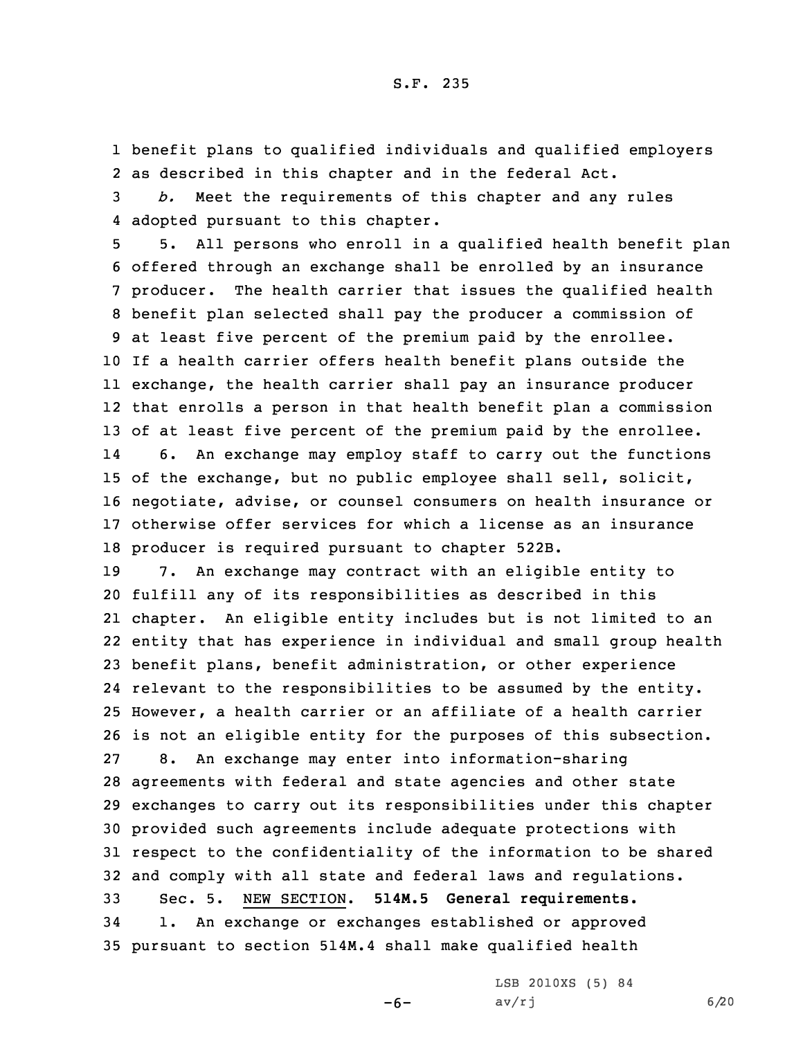benefit plans to qualified individuals and qualified employers as described in this chapter and in the federal Act.

*b.* Meet the requirements of this chapter and any rules adopted pursuant to this chapter.

5. All persons who enroll in a qualified health benefit plan offered through an exchange shall be enrolled by an insurance producer. The health carrier that issues the qualified health benefit plan selected shall pay the producer a commission of at least five percent of the premium paid by the enrollee. If a health carrier offers health benefit plans outside the exchange, the health carrier shall pay an insurance producer that enrolls a person in that health benefit plan a commission of at least five percent of the premium paid by the enrollee.

6. An exchange may employ staff to carry out the functions of the exchange, but no public employee shall sell, solicit, negotiate, advise, or counsel consumers on health insurance or otherwise offer services for which a license as an insurance producer is required pursuant to chapter 522B.

7. An exchange may contract with an eligible entity to fulfill any of its responsibilities as described in this chapter. An eligible entity includes but is not limited to an entity that has experience in individual and small group health benefit plans, benefit administration, or other experience relevant to the responsibilities to be assumed by the entity. However, a health carrier or an affiliate of a health carrier is not an eligible entity for the purposes of this subsection.

8. An exchange may enter into information-sharing agreements with federal and state agencies and other state exchanges to carry out its responsibilities under this chapter provided such agreements include adequate protections with respect to the confidentiality of the information to be shared and comply with all state and federal laws and regulations.

Sec. 5. NEW SECTION. **514M.5 General requirements.**

1. An exchange or exchanges established or approved pursuant to section 514M.4 shall make qualified health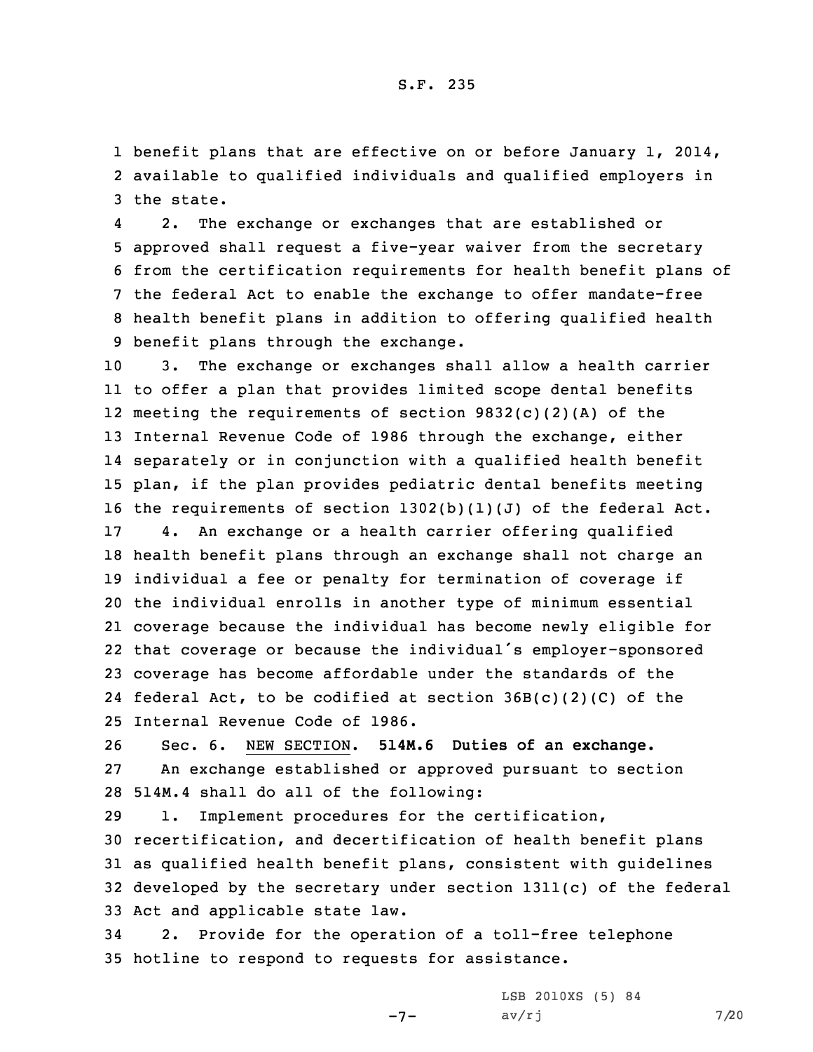benefit plans that are effective on or before January 1, 2014, available to qualified individuals and qualified employers in the state.

2. The exchange or exchanges that are established or approved shall request a five-year waiver from the secretary from the certification requirements for health benefit plans of the federal Act to enable the exchange to offer mandate-free health benefit plans in addition to offering qualified health benefit plans through the exchange.

3. The exchange or exchanges shall allow a health carrier to offer a plan that provides limited scope dental benefits meeting the requirements of section 9832(c)(2)(A) of the Internal Revenue Code of 1986 through the exchange, either separately or in conjunction with a qualified health benefit plan, if the plan provides pediatric dental benefits meeting the requirements of section 1302(b)(1)(J) of the federal Act.

4. An exchange or a health carrier offering qualified health benefit plans through an exchange shall not charge an individual a fee or penalty for termination of coverage if the individual enrolls in another type of minimum essential coverage because the individual has become newly eligible for that coverage or because the individual's employer-sponsored coverage has become affordable under the standards of the federal Act, to be codified at section 36B(c)(2)(C) of the Internal Revenue Code of 1986.

Sec. 6. NEW SECTION. **514M.6 Duties of an exchange.**

An exchange established or approved pursuant to section 514M.4 shall do all of the following:

1. Implement procedures for the certification, recertification, and decertification of health benefit plans as qualified health benefit plans, consistent with guidelines developed by the secretary under section 1311(c) of the federal Act and applicable state law.

2. Provide for the operation of a toll-free telephone hotline to respond to requests for assistance.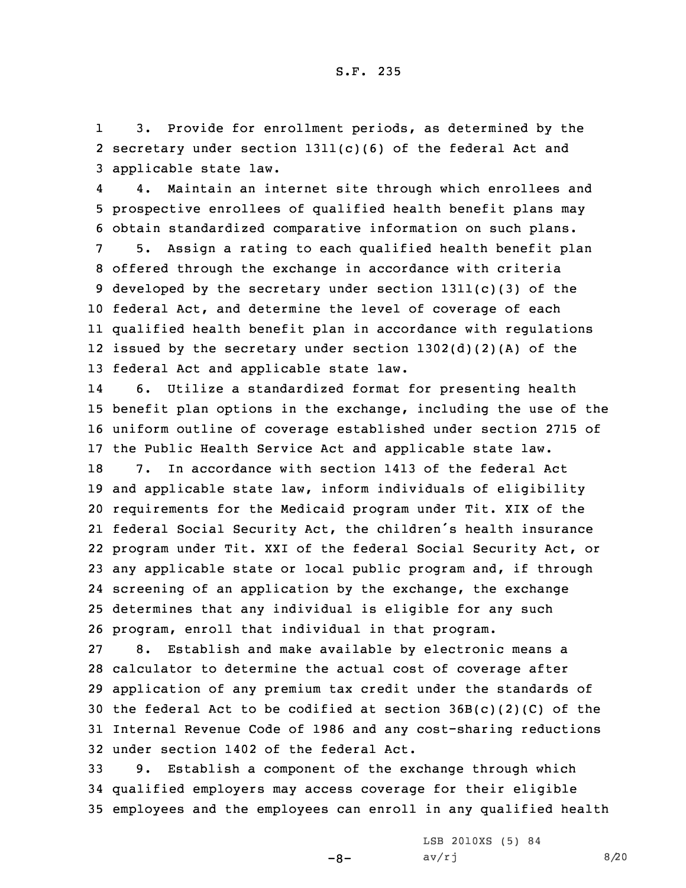3. Provide for enrollment periods, as determined by the secretary under section 1311(c)(6) of the federal Act and applicable state law.

4. Maintain an internet site through which enrollees and prospective enrollees of qualified health benefit plans may obtain standardized comparative information on such plans.

5. Assign a rating to each qualified health benefit plan offered through the exchange in accordance with criteria developed by the secretary under section 1311(c)(3) of the federal Act, and determine the level of coverage of each qualified health benefit plan in accordance with regulations issued by the secretary under section 1302(d)(2)(A) of the federal Act and applicable state law.

6. Utilize a standardized format for presenting health benefit plan options in the exchange, including the use of the uniform outline of coverage established under section 2715 of the Public Health Service Act and applicable state law.

7. In accordance with section 1413 of the federal Act and applicable state law, inform individuals of eligibility requirements for the Medicaid program under Tit. XIX of the federal Social Security Act, the children's health insurance program under Tit. XXI of the federal Social Security Act, or any applicable state or local public program and, if through screening of an application by the exchange, the exchange determines that any individual is eligible for any such program, enroll that individual in that program.

8. Establish and make available by electronic means a calculator to determine the actual cost of coverage after application of any premium tax credit under the standards of the federal Act to be codified at section 36B(c)(2)(C) of the Internal Revenue Code of 1986 and any cost-sharing reductions under section 1402 of the federal Act.

9. Establish a component of the exchange through which qualified employers may access coverage for their eligible employees and the employees can enroll in any qualified health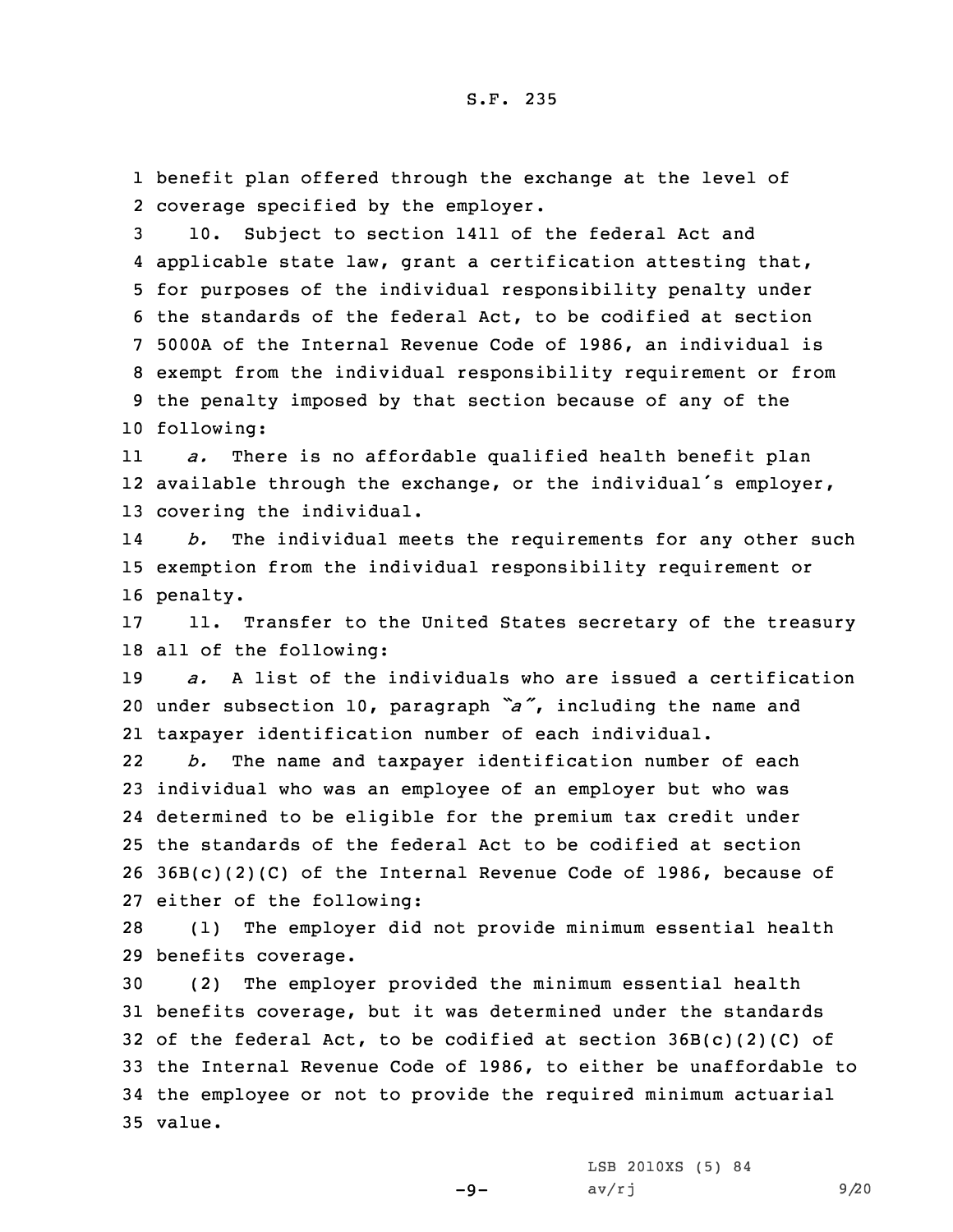benefit plan offered through the exchange at the level of coverage specified by the employer.

10. Subject to section 1411 of the federal Act and applicable state law, grant a certification attesting that, for purposes of the individual responsibility penalty under the standards of the federal Act, to be codified at section 5000A of the Internal Revenue Code of 1986, an individual is exempt from the individual responsibility requirement or from the penalty imposed by that section because of any of the following:

*a.* There is no affordable qualified health benefit plan available through the exchange, or the individual's employer, covering the individual.

*b.* The individual meets the requirements for any other such exemption from the individual responsibility requirement or penalty.

11. Transfer to the United States secretary of the treasury all of the following:

*a.* A list of the individuals who are issued a certification under subsection 10, paragraph *"a"*, including the name and taxpayer identification number of each individual.

*b.* The name and taxpayer identification number of each individual who was an employee of an employer but who was determined to be eligible for the premium tax credit under the standards of the federal Act to be codified at section 36B(c)(2)(C) of the Internal Revenue Code of 1986, because of either of the following:

(1) The employer did not provide minimum essential health benefits coverage.

(2) The employer provided the minimum essential health benefits coverage, but it was determined under the standards of the federal Act, to be codified at section 36B(c)(2)(C) of the Internal Revenue Code of 1986, to either be unaffordable to the employee or not to provide the required minimum actuarial value.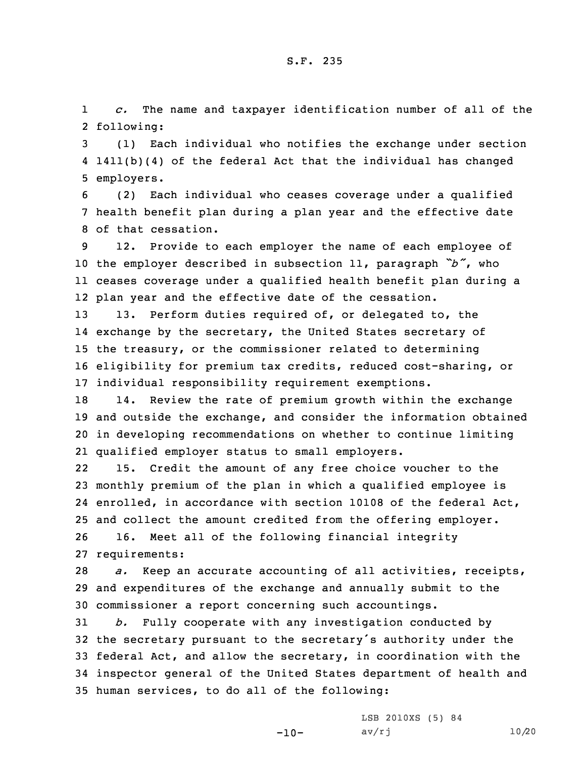*c.* The name and taxpayer identification number of all of the following:

(1) Each individual who notifies the exchange under section 1411(b)(4) of the federal Act that the individual has changed employers.

(2) Each individual who ceases coverage under a qualified health benefit plan during a plan year and the effective date of that cessation.

12. Provide to each employer the name of each employee of the employer described in subsection 11, paragraph *"b"*, who ceases coverage under a qualified health benefit plan during a plan year and the effective date of the cessation.

13. Perform duties required of, or delegated to, the exchange by the secretary, the United States secretary of the treasury, or the commissioner related to determining eligibility for premium tax credits, reduced cost-sharing, or individual responsibility requirement exemptions.

14. Review the rate of premium growth within the exchange and outside the exchange, and consider the information obtained in developing recommendations on whether to continue limiting qualified employer status to small employers.

15. Credit the amount of any free choice voucher to the monthly premium of the plan in which a qualified employee is enrolled, in accordance with section 10108 of the federal Act, and collect the amount credited from the offering employer.

16. Meet all of the following financial integrity requirements:

*a.* Keep an accurate accounting of all activities, receipts, and expenditures of the exchange and annually submit to the commissioner a report concerning such accountings.

*b.* Fully cooperate with any investigation conducted by the secretary pursuant to the secretary's authority under the federal Act, and allow the secretary, in coordination with the inspector general of the United States department of health and human services, to do all of the following: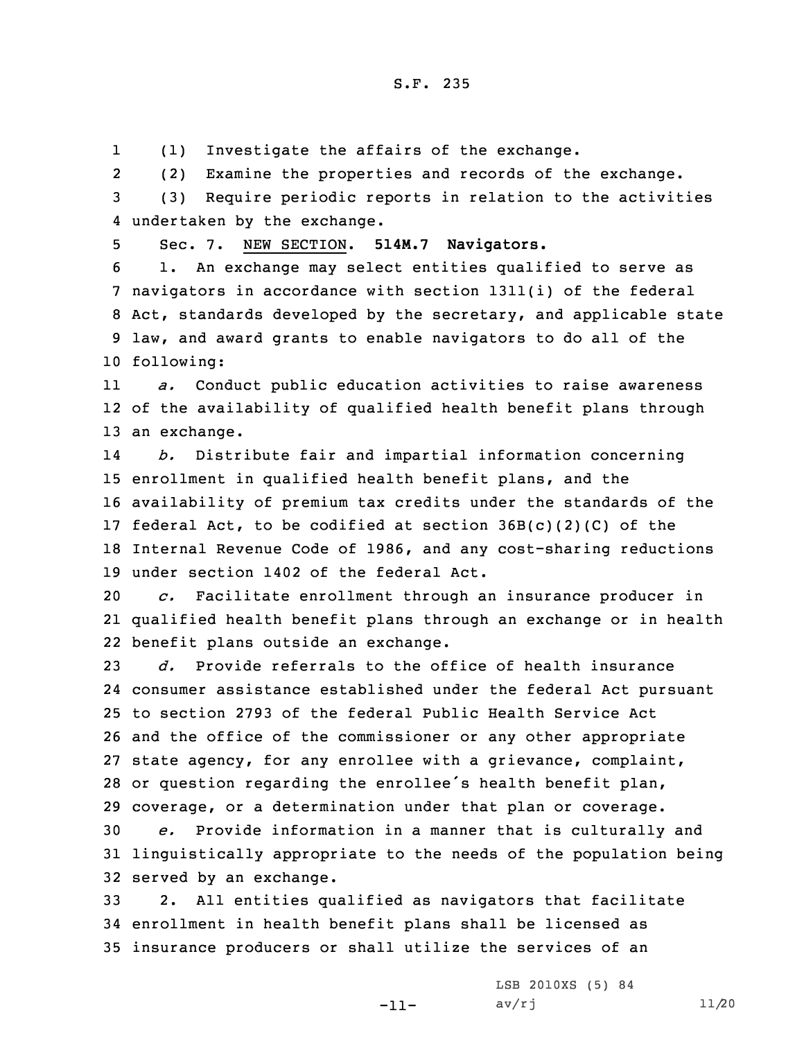(1) Investigate the affairs of the exchange.

(2) Examine the properties and records of the exchange.

(3) Require periodic reports in relation to the activities undertaken by the exchange.

Sec. 7. NEW SECTION. **514M.7 Navigators.**

1. An exchange may select entities qualified to serve as navigators in accordance with section 1311(i) of the federal Act, standards developed by the secretary, and applicable state law, and award grants to enable navigators to do all of the following:

*a.* Conduct public education activities to raise awareness of the availability of qualified health benefit plans through an exchange.

*b.* Distribute fair and impartial information concerning enrollment in qualified health benefit plans, and the availability of premium tax credits under the standards of the federal Act, to be codified at section 36B(c)(2)(C) of the Internal Revenue Code of 1986, and any cost-sharing reductions under section 1402 of the federal Act.

*c.* Facilitate enrollment through an insurance producer in qualified health benefit plans through an exchange or in health benefit plans outside an exchange.

*d.* Provide referrals to the office of health insurance consumer assistance established under the federal Act pursuant to section 2793 of the federal Public Health Service Act and the office of the commissioner or any other appropriate state agency, for any enrollee with a grievance, complaint, or question regarding the enrollee's health benefit plan, coverage, or a determination under that plan or coverage.

*e.* Provide information in a manner that is culturally and linguistically appropriate to the needs of the population being served by an exchange.

2. All entities qualified as navigators that facilitate enrollment in health benefit plans shall be licensed as insurance producers or shall utilize the services of an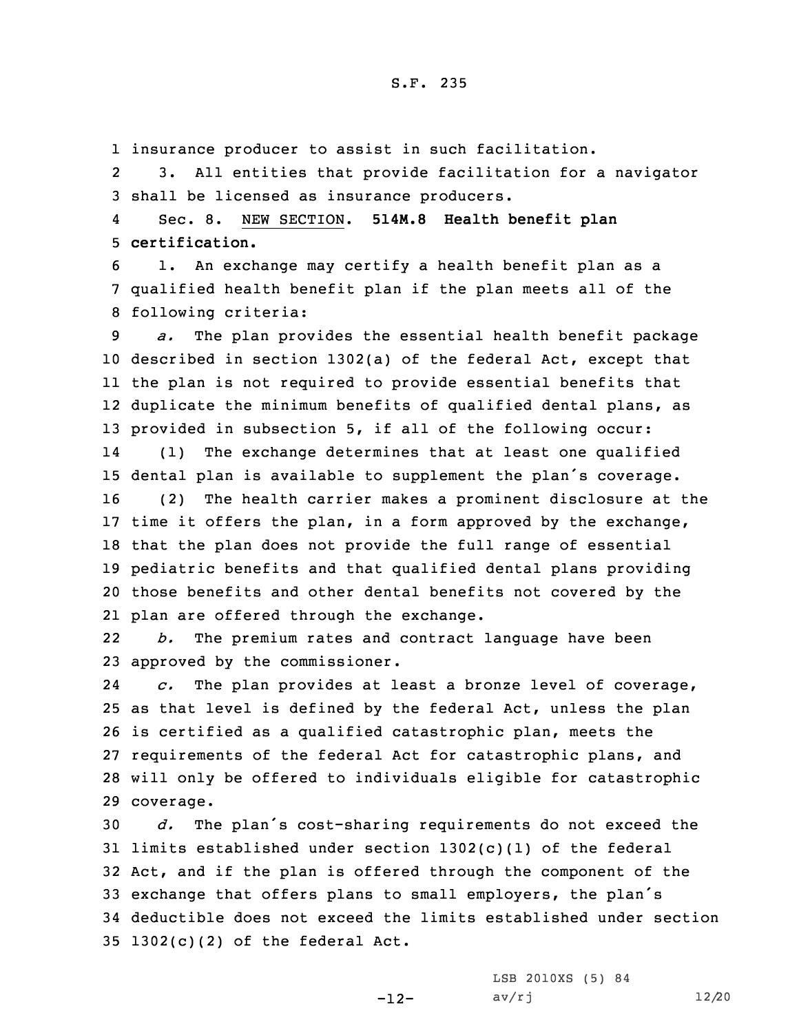insurance producer to assist in such facilitation.

3. All entities that provide facilitation for a navigator shall be licensed as insurance producers.

Sec. 8. NEW SECTION. **514M.8 Health benefit plan certification.**

1. An exchange may certify a health benefit plan as a qualified health benefit plan if the plan meets all of the following criteria:

*a.* The plan provides the essential health benefit package described in section 1302(a) of the federal Act, except that the plan is not required to provide essential benefits that duplicate the minimum benefits of qualified dental plans, as provided in subsection 5, if all of the following occur:

(1) The exchange determines that at least one qualified dental plan is available to supplement the plan's coverage.

(2) The health carrier makes a prominent disclosure at the time it offers the plan, in a form approved by the exchange, that the plan does not provide the full range of essential pediatric benefits and that qualified dental plans providing those benefits and other dental benefits not covered by the plan are offered through the exchange.

*b.* The premium rates and contract language have been approved by the commissioner.

*c.* The plan provides at least a bronze level of coverage, as that level is defined by the federal Act, unless the plan is certified as a qualified catastrophic plan, meets the requirements of the federal Act for catastrophic plans, and will only be offered to individuals eligible for catastrophic coverage.

*d.* The plan's cost-sharing requirements do not exceed the limits established under section 1302(c)(1) of the federal Act, and if the plan is offered through the component of the exchange that offers plans to small employers, the plan's deductible does not exceed the limits established under section 1302(c)(2) of the federal Act.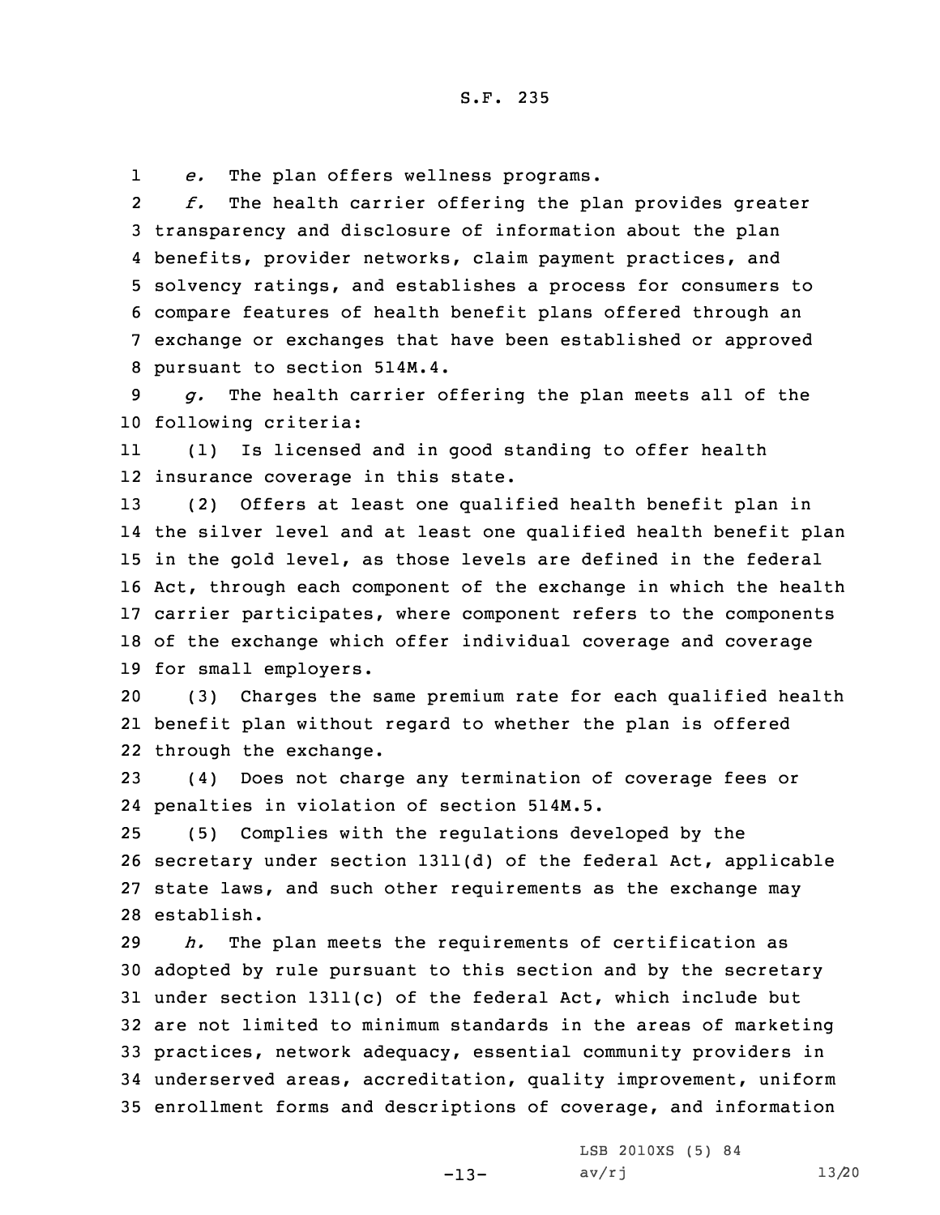*e.* The plan offers wellness programs.

*f.* The health carrier offering the plan provides greater transparency and disclosure of information about the plan benefits, provider networks, claim payment practices, and solvency ratings, and establishes a process for consumers to compare features of health benefit plans offered through an exchange or exchanges that have been established or approved pursuant to section 514M.4.

*g.* The health carrier offering the plan meets all of the following criteria:

(1) Is licensed and in good standing to offer health insurance coverage in this state.

(2) Offers at least one qualified health benefit plan in the silver level and at least one qualified health benefit plan in the gold level, as those levels are defined in the federal Act, through each component of the exchange in which the health carrier participates, where component refers to the components of the exchange which offer individual coverage and coverage for small employers.

(3) Charges the same premium rate for each qualified health benefit plan without regard to whether the plan is offered through the exchange.

(4) Does not charge any termination of coverage fees or penalties in violation of section 514M.5.

(5) Complies with the regulations developed by the secretary under section 1311(d) of the federal Act, applicable state laws, and such other requirements as the exchange may establish.

*h.* The plan meets the requirements of certification as adopted by rule pursuant to this section and by the secretary under section 1311(c) of the federal Act, which include but are not limited to minimum standards in the areas of marketing practices, network adequacy, essential community providers in underserved areas, accreditation, quality improvement, uniform enrollment forms and descriptions of coverage, and information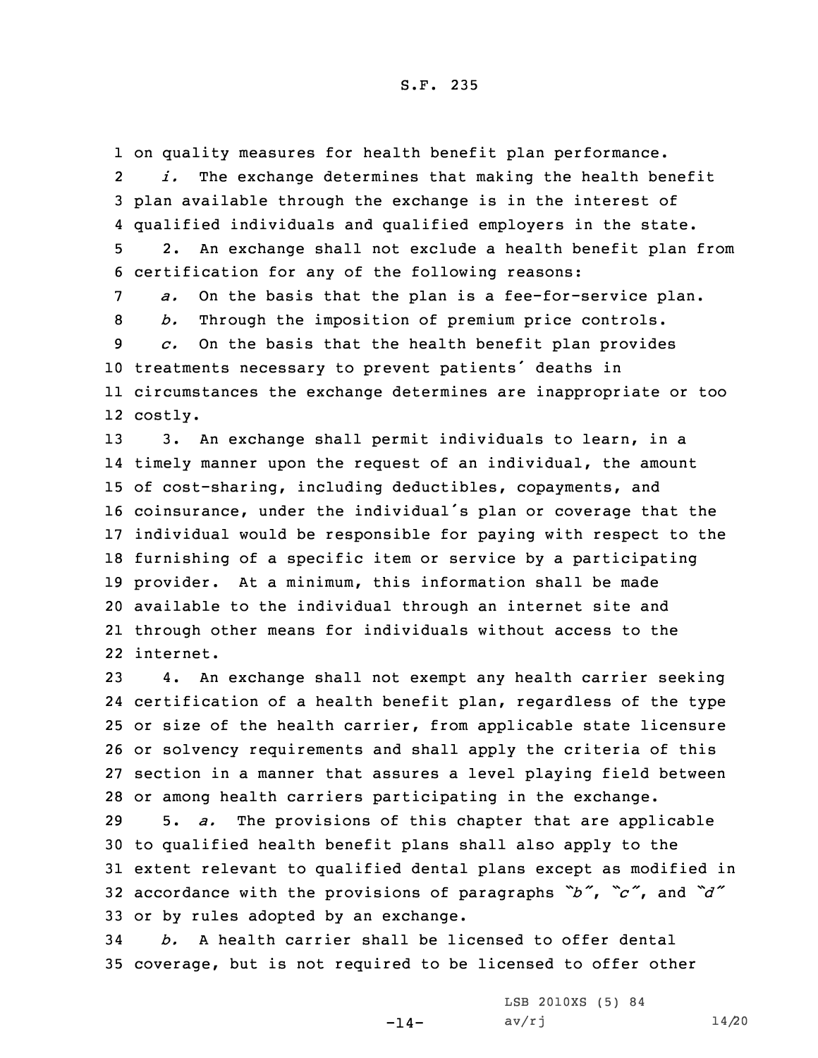on quality measures for health benefit plan performance.

*i.* The exchange determines that making the health benefit plan available through the exchange is in the interest of qualified individuals and qualified employers in the state.

2. An exchange shall not exclude a health benefit plan from certification for any of the following reasons:

*a.* On the basis that the plan is a fee-for-service plan.

*b.* Through the imposition of premium price controls.

*c.* On the basis that the health benefit plan provides treatments necessary to prevent patients' deaths in circumstances the exchange determines are inappropriate or too costly.

3. An exchange shall permit individuals to learn, in a timely manner upon the request of an individual, the amount of cost-sharing, including deductibles, copayments, and coinsurance, under the individual's plan or coverage that the individual would be responsible for paying with respect to the furnishing of a specific item or service by a participating provider. At a minimum, this information shall be made available to the individual through an internet site and through other means for individuals without access to the internet.

4. An exchange shall not exempt any health carrier seeking certification of a health benefit plan, regardless of the type or size of the health carrier, from applicable state licensure or solvency requirements and shall apply the criteria of this section in a manner that assures a level playing field between or among health carriers participating in the exchange.

5. *a.* The provisions of this chapter that are applicable to qualified health benefit plans shall also apply to the extent relevant to qualified dental plans except as modified in accordance with the provisions of paragraphs *"b"*, *"c"*, and *"d"* or by rules adopted by an exchange.

*b.* A health carrier shall be licensed to offer dental coverage, but is not required to be licensed to offer other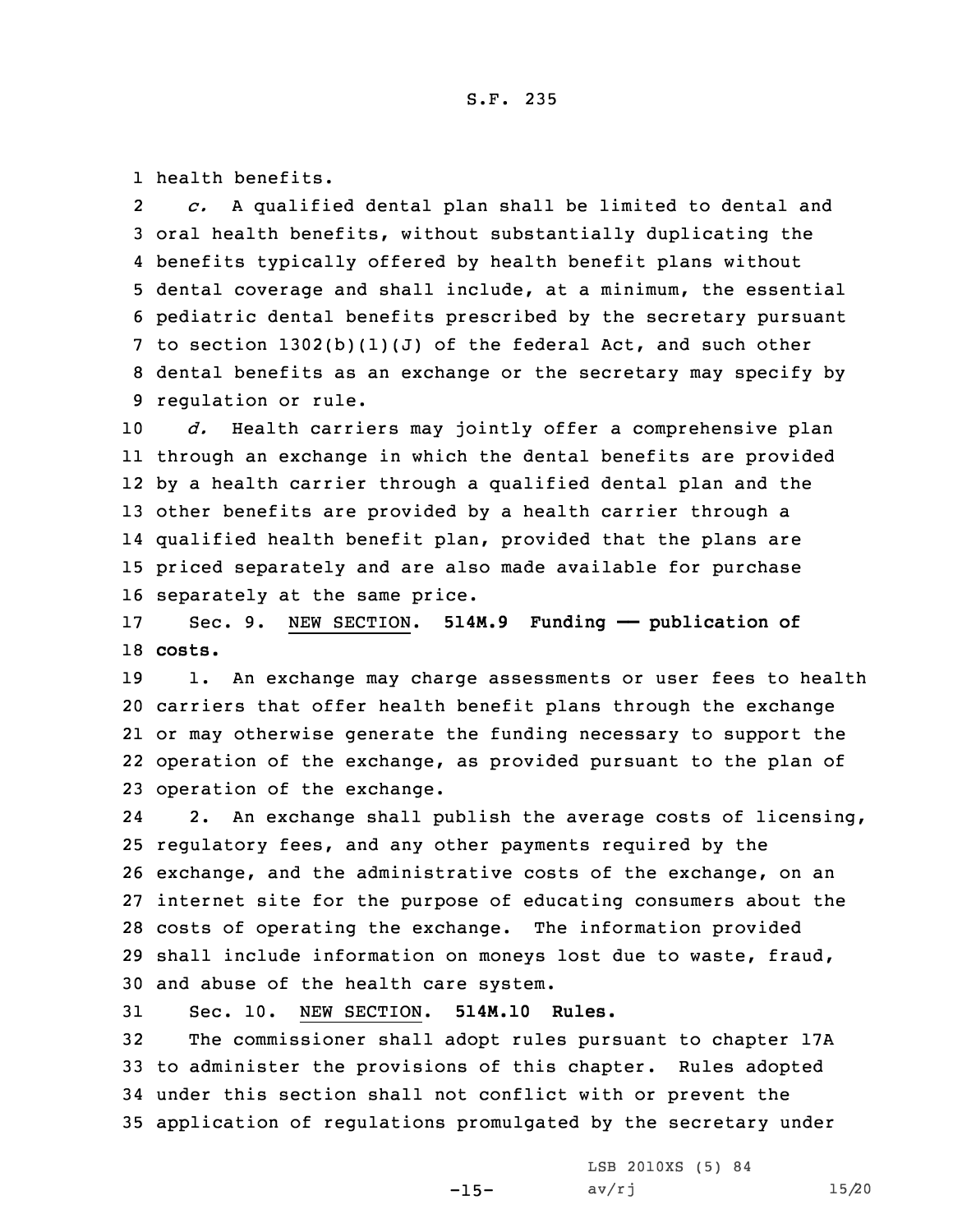health benefits.

*c.* A qualified dental plan shall be limited to dental and oral health benefits, without substantially duplicating the benefits typically offered by health benefit plans without dental coverage and shall include, at a minimum, the essential pediatric dental benefits prescribed by the secretary pursuant to section 1302(b)(1)(J) of the federal Act, and such other dental benefits as an exchange or the secretary may specify by regulation or rule.

*d.* Health carriers may jointly offer a comprehensive plan through an exchange in which the dental benefits are provided by a health carrier through a qualified dental plan and the other benefits are provided by a health carrier through a qualified health benefit plan, provided that the plans are priced separately and are also made available for purchase separately at the same price.

Sec. 9. NEW SECTION. **514M.9 Funding —— publication of costs.**

1. An exchange may charge assessments or user fees to health carriers that offer health benefit plans through the exchange or may otherwise generate the funding necessary to support the operation of the exchange, as provided pursuant to the plan of operation of the exchange.

2. An exchange shall publish the average costs of licensing, regulatory fees, and any other payments required by the exchange, and the administrative costs of the exchange, on an internet site for the purpose of educating consumers about the costs of operating the exchange. The information provided shall include information on moneys lost due to waste, fraud, and abuse of the health care system.

Sec. 10. NEW SECTION. **514M.10 Rules.**

The commissioner shall adopt rules pursuant to chapter 17A to administer the provisions of this chapter. Rules adopted under this section shall not conflict with or prevent the application of regulations promulgated by the secretary under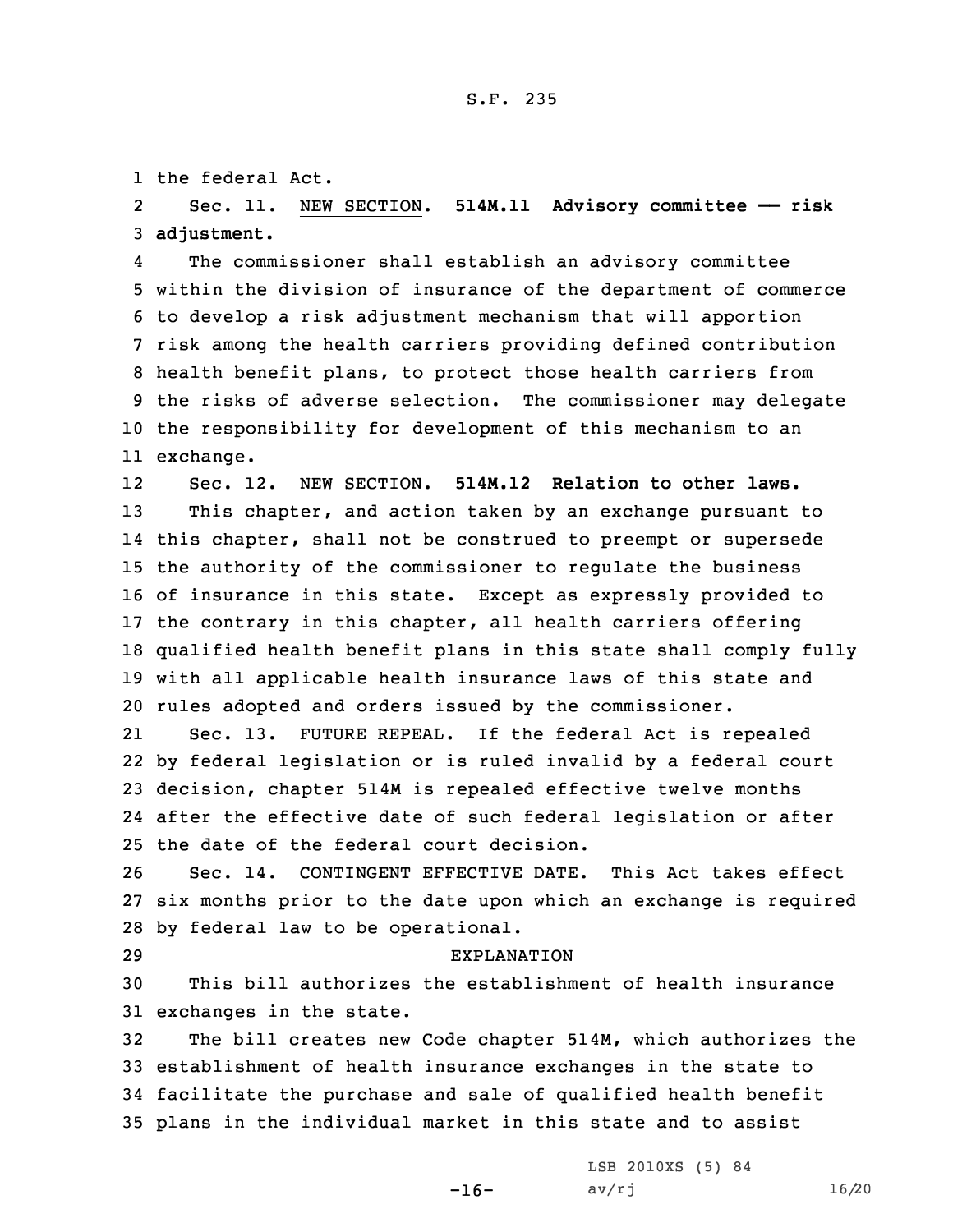the federal Act.

Sec. 11. NEW SECTION. **514M.11 Advisory committee —— risk adjustment.**

The commissioner shall establish an advisory committee within the division of insurance of the department of commerce to develop a risk adjustment mechanism that will apportion risk among the health carriers providing defined contribution health benefit plans, to protect those health carriers from the risks of adverse selection. The commissioner may delegate the responsibility for development of this mechanism to an exchange.

Sec. 12. NEW SECTION. **514M.12 Relation to other laws.**

This chapter, and action taken by an exchange pursuant to this chapter, shall not be construed to preempt or supersede the authority of the commissioner to regulate the business of insurance in this state. Except as expressly provided to the contrary in this chapter, all health carriers offering qualified health benefit plans in this state shall comply fully with all applicable health insurance laws of this state and rules adopted and orders issued by the commissioner.

Sec. 13. FUTURE REPEAL. If the federal Act is repealed by federal legislation or is ruled invalid by a federal court decision, chapter 514M is repealed effective twelve months after the effective date of such federal legislation or after the date of the federal court decision.

Sec. 14. CONTINGENT EFFECTIVE DATE. This Act takes effect six months prior to the date upon which an exchange is required by federal law to be operational.

EXPLANATION

This bill authorizes the establishment of health insurance exchanges in the state.

The bill creates new Code chapter 514M, which authorizes the establishment of health insurance exchanges in the state to facilitate the purchase and sale of qualified health benefit plans in the individual market in this state and to assist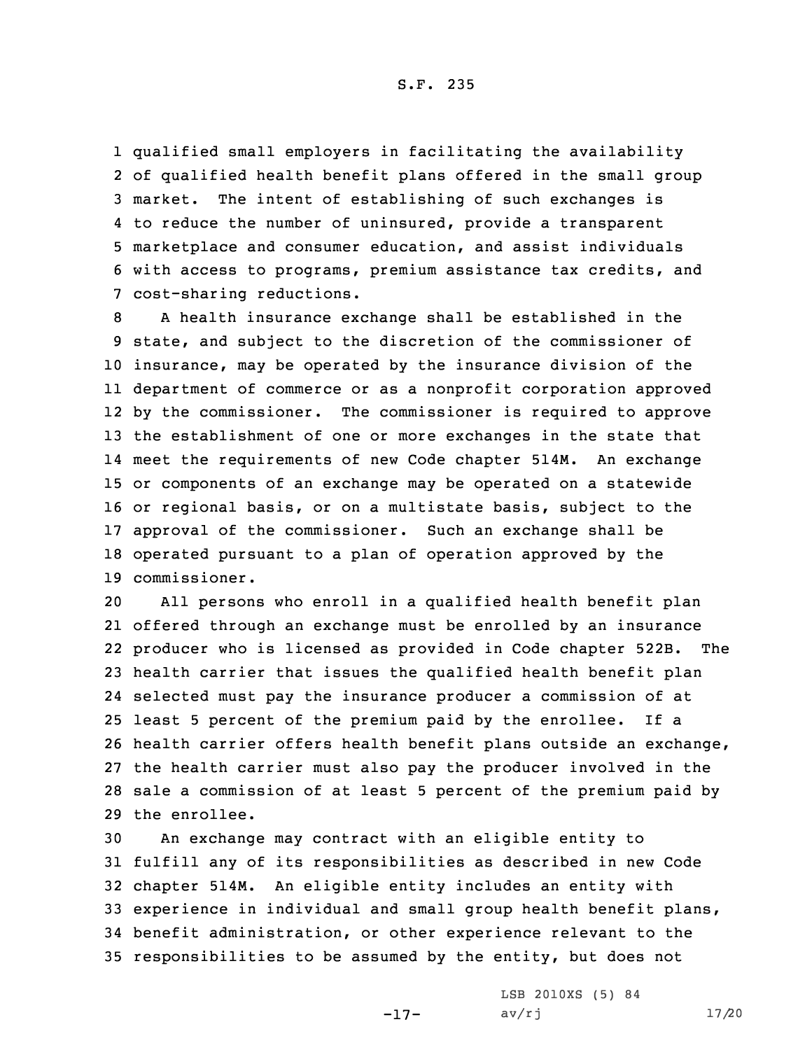qualified small employers in facilitating the availability of qualified health benefit plans offered in the small group market. The intent of establishing of such exchanges is to reduce the number of uninsured, provide a transparent marketplace and consumer education, and assist individuals with access to programs, premium assistance tax credits, and cost-sharing reductions.

A health insurance exchange shall be established in the state, and subject to the discretion of the commissioner of insurance, may be operated by the insurance division of the department of commerce or as a nonprofit corporation approved by the commissioner. The commissioner is required to approve the establishment of one or more exchanges in the state that meet the requirements of new Code chapter 514M. An exchange or components of an exchange may be operated on a statewide or regional basis, or on a multistate basis, subject to the approval of the commissioner. Such an exchange shall be operated pursuant to a plan of operation approved by the commissioner.

All persons who enroll in a qualified health benefit plan offered through an exchange must be enrolled by an insurance producer who is licensed as provided in Code chapter 522B. The health carrier that issues the qualified health benefit plan selected must pay the insurance producer a commission of at least 5 percent of the premium paid by the enrollee. If a health carrier offers health benefit plans outside an exchange, the health carrier must also pay the producer involved in the sale a commission of at least 5 percent of the premium paid by the enrollee.

An exchange may contract with an eligible entity to fulfill any of its responsibilities as described in new Code chapter 514M. An eligible entity includes an entity with experience in individual and small group health benefit plans, benefit administration, or other experience relevant to the responsibilities to be assumed by the entity, but does not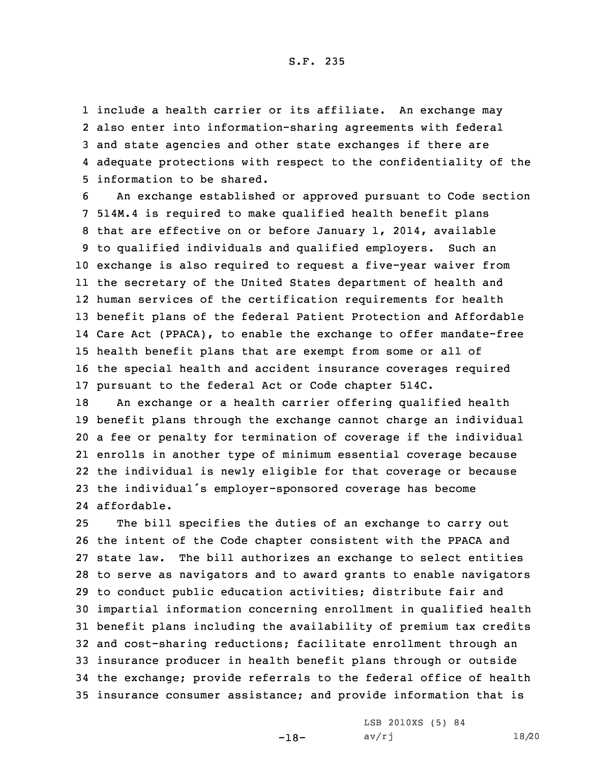include a health carrier or its affiliate. An exchange may also enter into information-sharing agreements with federal and state agencies and other state exchanges if there are adequate protections with respect to the confidentiality of the information to be shared.

An exchange established or approved pursuant to Code section 514M.4 is required to make qualified health benefit plans that are effective on or before January 1, 2014, available to qualified individuals and qualified employers. Such an exchange is also required to request a five-year waiver from the secretary of the United States department of health and human services of the certification requirements for health benefit plans of the federal Patient Protection and Affordable Care Act (PPACA), to enable the exchange to offer mandate-free health benefit plans that are exempt from some or all of the special health and accident insurance coverages required pursuant to the federal Act or Code chapter 514C.

An exchange or a health carrier offering qualified health benefit plans through the exchange cannot charge an individual a fee or penalty for termination of coverage if the individual enrolls in another type of minimum essential coverage because the individual is newly eligible for that coverage or because the individual's employer-sponsored coverage has become affordable.

The bill specifies the duties of an exchange to carry out the intent of the Code chapter consistent with the PPACA and state law. The bill authorizes an exchange to select entities to serve as navigators and to award grants to enable navigators to conduct public education activities; distribute fair and impartial information concerning enrollment in qualified health benefit plans including the availability of premium tax credits and cost-sharing reductions; facilitate enrollment through an insurance producer in health benefit plans through or outside the exchange; provide referrals to the federal office of health insurance consumer assistance; and provide information that is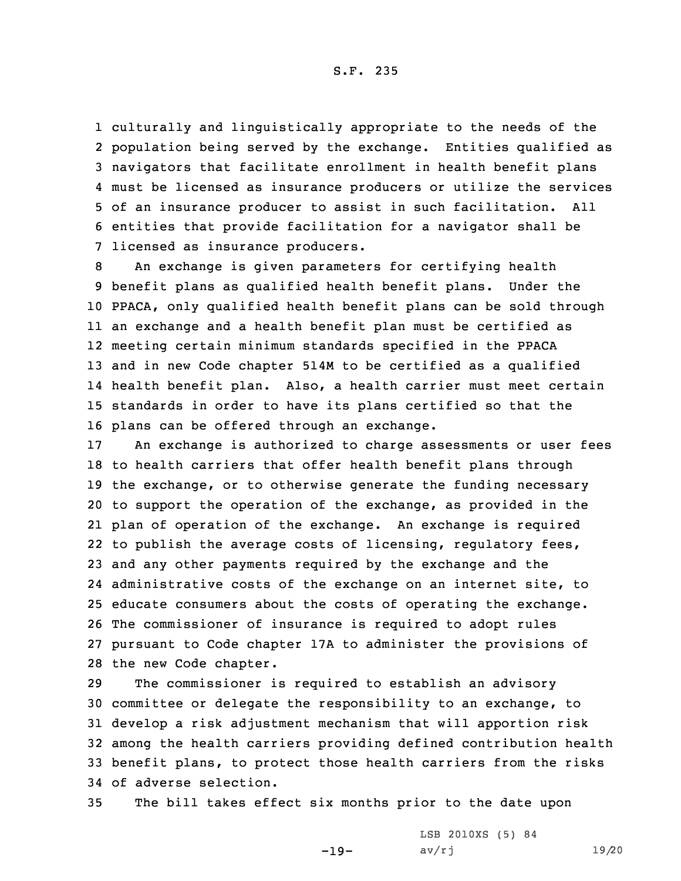culturally and linguistically appropriate to the needs of the population being served by the exchange. Entities qualified as navigators that facilitate enrollment in health benefit plans must be licensed as insurance producers or utilize the services of an insurance producer to assist in such facilitation. All entities that provide facilitation for a navigator shall be licensed as insurance producers.

An exchange is given parameters for certifying health benefit plans as qualified health benefit plans. Under the PPACA, only qualified health benefit plans can be sold through an exchange and a health benefit plan must be certified as meeting certain minimum standards specified in the PPACA and in new Code chapter 514M to be certified as a qualified health benefit plan. Also, a health carrier must meet certain standards in order to have its plans certified so that the plans can be offered through an exchange.

An exchange is authorized to charge assessments or user fees to health carriers that offer health benefit plans through the exchange, or to otherwise generate the funding necessary to support the operation of the exchange, as provided in the plan of operation of the exchange. An exchange is required to publish the average costs of licensing, regulatory fees, and any other payments required by the exchange and the administrative costs of the exchange on an internet site, to educate consumers about the costs of operating the exchange. The commissioner of insurance is required to adopt rules pursuant to Code chapter 17A to administer the provisions of the new Code chapter.

The commissioner is required to establish an advisory committee or delegate the responsibility to an exchange, to develop a risk adjustment mechanism that will apportion risk among the health carriers providing defined contribution health benefit plans, to protect those health carriers from the risks of adverse selection.

The bill takes effect six months prior to the date upon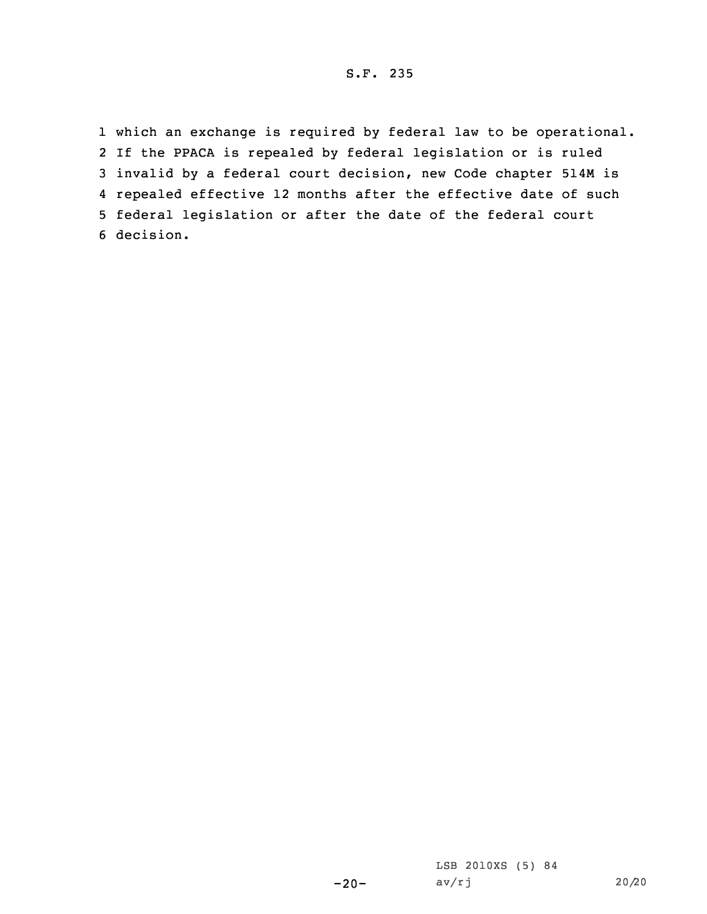which an exchange is required by federal law to be operational. If the PPACA is repealed by federal legislation or is ruled invalid by a federal court decision, new Code chapter 514M is repealed effective 12 months after the effective date of such federal legislation or after the date of the federal court decision.